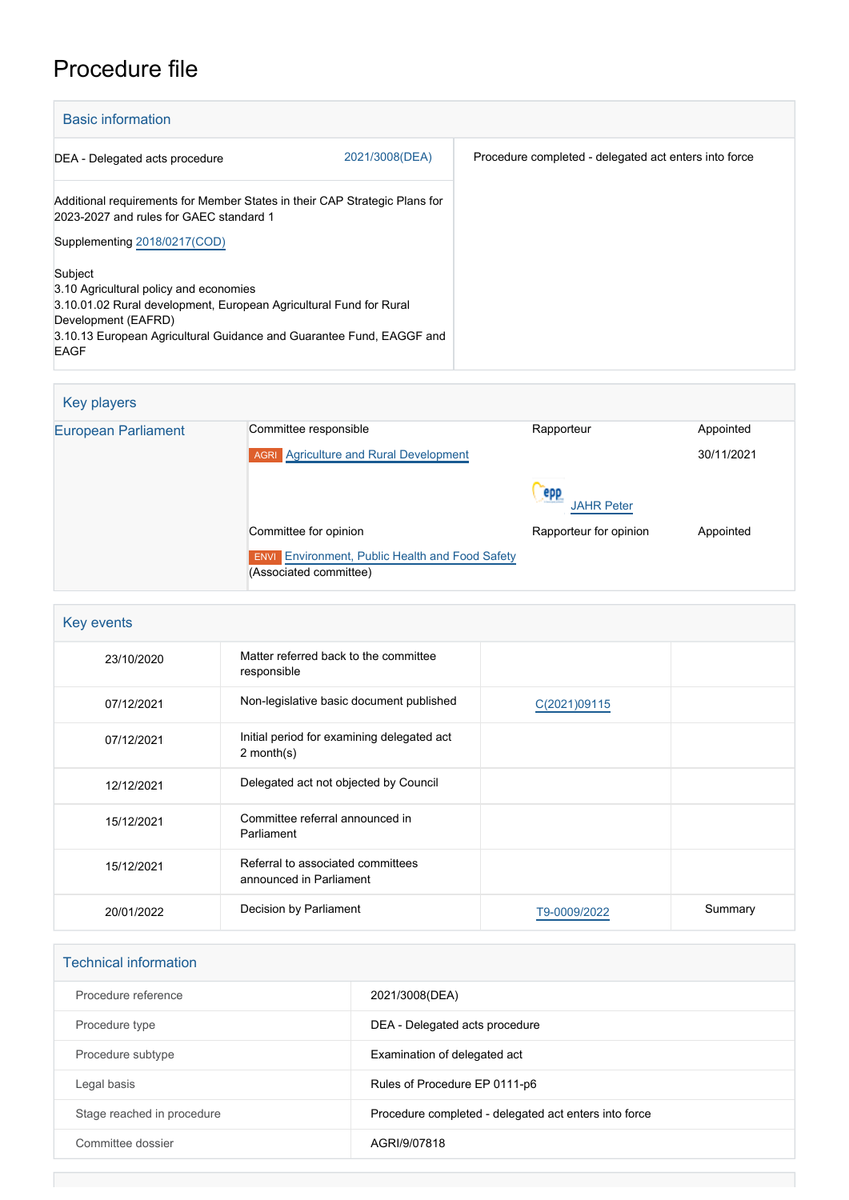# Procedure file

## Basic information

| | |
|---|---|
| DEA - Delegated acts procedure 2021/3008(DEA) | Procedure completed - delegated act enters into force |
| Additional requirements for Member States in their CAP Strategic Plans for 2023-2027 and rules for GAEC standard 1<br><br>Supplementing 2018/0217(COD)<br><br>Subject<br>3.10 Agricultural policy and economies<br>3.10.01.02 Rural development, European Agricultural Fund for Rural Development (EAFRD)<br>3.10.13 European Agricultural Guidance and Guarantee Fund, EAGGF and EAGF | |

## Key players

| | | | |
|---|---|---|---|
| European Parliament | Committee responsible | Rapporteur | Appointed |
| | AGRI Agriculture and Rural Development | | 30/11/2021 |
| | | EPP JAHR Peter | |
| | Committee for opinion | Rapporteur for opinion | Appointed |
| | ENVI Environment, Public Health and Food Safety (Associated committee) | | |

## Key events

| | | | |
|---|---|---|---|
| 23/10/2020 | Matter referred back to the committee responsible | | |
| 07/12/2021 | Non-legislative basic document published | C(2021)09115 | |
| 07/12/2021 | Initial period for examining delegated act 2 month(s) | | |
| 12/12/2021 | Delegated act not objected by Council | | |
| 15/12/2021 | Committee referral announced in Parliament | | |
| 15/12/2021 | Referral to associated committees announced in Parliament | | |
| 20/01/2022 | Decision by Parliament | T9-0009/2022 | Summary |

## Technical information

| | |
|---|---|
| Procedure reference | 2021/3008(DEA) |
| Procedure type | DEA - Delegated acts procedure |
| Procedure subtype | Examination of delegated act |
| Legal basis | Rules of Procedure EP 0111-p6 |
| Stage reached in procedure | Procedure completed - delegated act enters into force |
| Committee dossier | AGRI/9/07818 |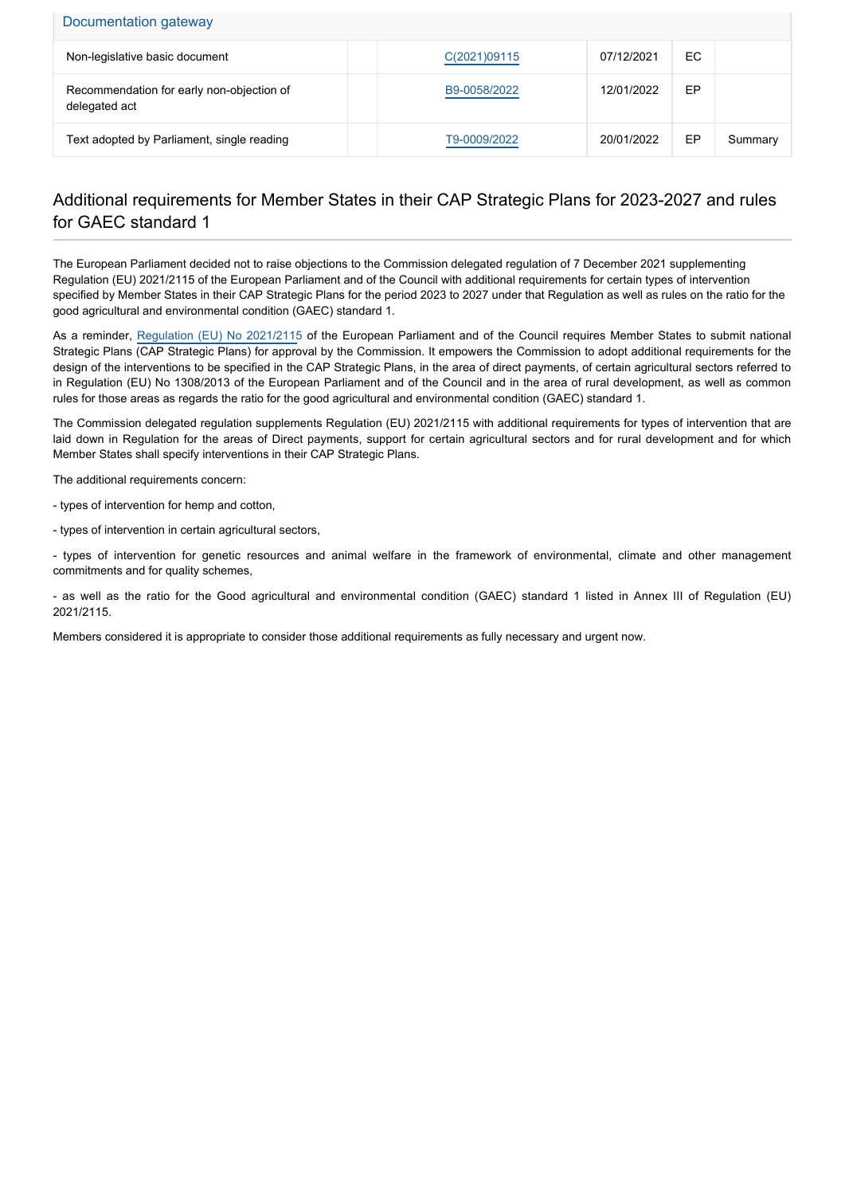## Documentation gateway

| | | | | | |
|---|---|---|---|---|---|
| Non-legislative basic document | | C(2021)09115 | 07/12/2021 | EC | |
| Recommendation for early non-objection of delegated act | | B9-0058/2022 | 12/01/2022 | EP | |
| Text adopted by Parliament, single reading | | T9-0009/2022 | 20/01/2022 | EP | Summary |

## Additional requirements for Member States in their CAP Strategic Plans for 2023-2027 and rules for GAEC standard 1

The European Parliament decided not to raise objections to the Commission delegated regulation of 7 December 2021 supplementing Regulation (EU) 2021/2115 of the European Parliament and of the Council with additional requirements for certain types of intervention specified by Member States in their CAP Strategic Plans for the period 2023 to 2027 under that Regulation as well as rules on the ratio for the good agricultural and environmental condition (GAEC) standard 1.

As a reminder, Regulation (EU) No 2021/2115 of the European Parliament and of the Council requires Member States to submit national Strategic Plans (CAP Strategic Plans) for approval by the Commission. It empowers the Commission to adopt additional requirements for the design of the interventions to be specified in the CAP Strategic Plans, in the area of direct payments, of certain agricultural sectors referred to in Regulation (EU) No 1308/2013 of the European Parliament and of the Council and in the area of rural development, as well as common rules for those areas as regards the ratio for the good agricultural and environmental condition (GAEC) standard 1.

The Commission delegated regulation supplements Regulation (EU) 2021/2115 with additional requirements for types of intervention that are laid down in Regulation for the areas of Direct payments, support for certain agricultural sectors and for rural development and for which Member States shall specify interventions in their CAP Strategic Plans.

The additional requirements concern:

- types of intervention for hemp and cotton,
- types of intervention in certain agricultural sectors,
- types of intervention for genetic resources and animal welfare in the framework of environmental, climate and other management commitments and for quality schemes,
- as well as the ratio for the Good agricultural and environmental condition (GAEC) standard 1 listed in Annex III of Regulation (EU) 2021/2115.

Members considered it is appropriate to consider those additional requirements as fully necessary and urgent now.